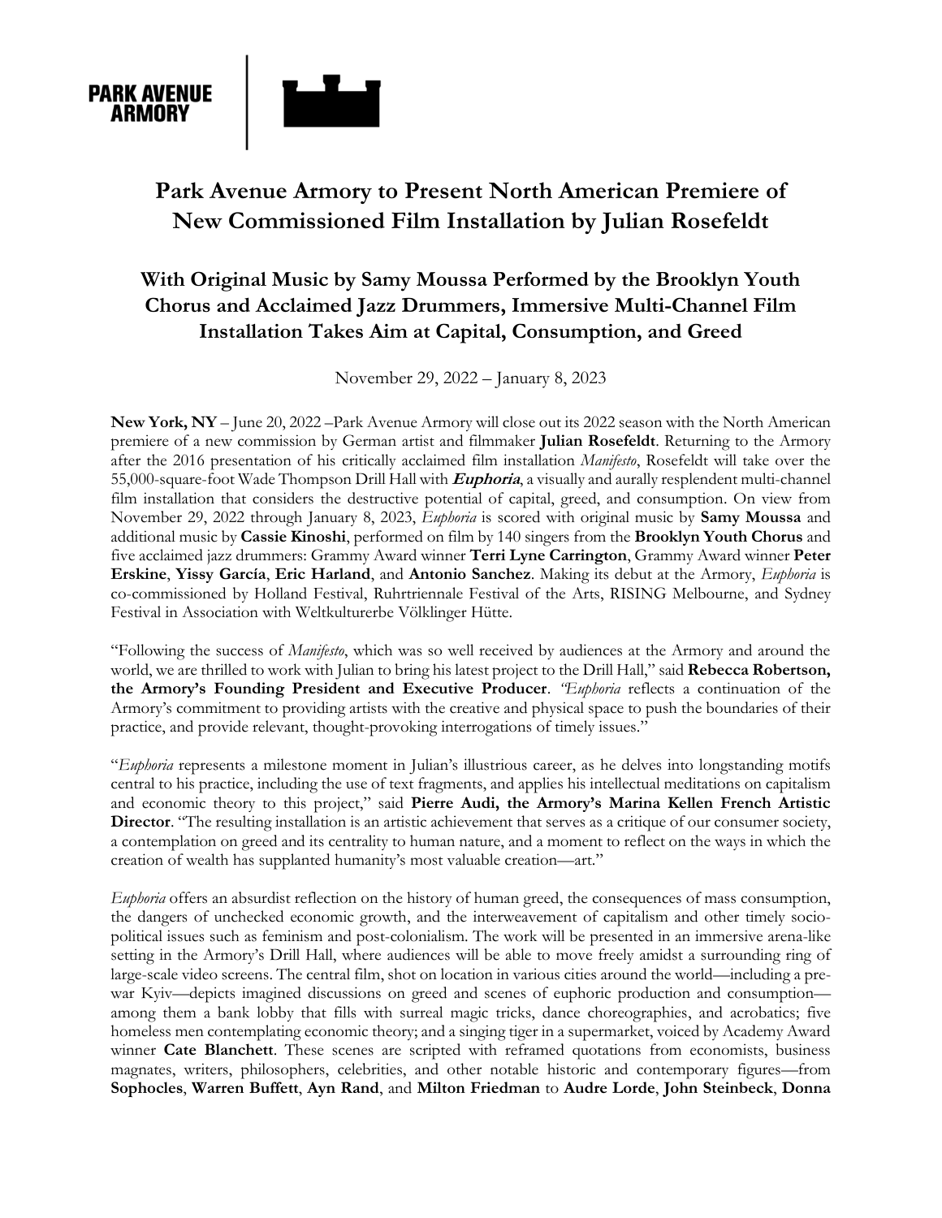PARK AVENUE ARMORY

# Park Avenue Armory to Present North American Premiere of New Commissioned Film Installation by Julian Rosefeldt

## With Original Music by Samy Moussa Performed by the Brooklyn Youth Chorus and Acclaimed Jazz Drummers, Immersive Multi-Channel Film Installation Takes Aim at Capital, Consumption, and Greed

November 29, 2022 – January 8, 2023

**New York, NY** – June 20, 2022 –Park Avenue Armory will close out its 2022 season with the North American premiere of a new commission by German artist and filmmaker **Julian Rosefeldt**. Returning to the Armory after the 2016 presentation of his critically acclaimed film installation *Manifesto*, Rosefeldt will take over the 55,000-square-foot Wade Thompson Drill Hall with ***Euphoria***, a visually and aurally resplendent multi-channel film installation that considers the destructive potential of capital, greed, and consumption. On view from November 29, 2022 through January 8, 2023, *Euphoria* is scored with original music by **Samy Moussa** and additional music by **Cassie Kinoshi**, performed on film by 140 singers from the **Brooklyn Youth Chorus** and five acclaimed jazz drummers: Grammy Award winner **Terri Lyne Carrington**, Grammy Award winner **Peter Erskine**, **Yissy García**, **Eric Harland**, and **Antonio Sanchez**. Making its debut at the Armory, *Euphoria* is co-commissioned by Holland Festival, Ruhrtriennale Festival of the Arts, RISING Melbourne, and Sydney Festival in Association with Weltkulturerbe Völklinger Hütte.

"Following the success of *Manifesto*, which was so well received by audiences at the Armory and around the world, we are thrilled to work with Julian to bring his latest project to the Drill Hall," said **Rebecca Robertson, the Armory's Founding President and Executive Producer**. "*Euphoria* reflects a continuation of the Armory's commitment to providing artists with the creative and physical space to push the boundaries of their practice, and provide relevant, thought-provoking interrogations of timely issues."

"*Euphoria* represents a milestone moment in Julian's illustrious career, as he delves into longstanding motifs central to his practice, including the use of text fragments, and applies his intellectual meditations on capitalism and economic theory to this project," said **Pierre Audi, the Armory's Marina Kellen French Artistic Director**. "The resulting installation is an artistic achievement that serves as a critique of our consumer society, a contemplation on greed and its centrality to human nature, and a moment to reflect on the ways in which the creation of wealth has supplanted humanity's most valuable creation—art."

*Euphoria* offers an absurdist reflection on the history of human greed, the consequences of mass consumption, the dangers of unchecked economic growth, and the interweavement of capitalism and other timely socio-political issues such as feminism and post-colonialism. The work will be presented in an immersive arena-like setting in the Armory's Drill Hall, where audiences will be able to move freely amidst a surrounding ring of large-scale video screens. The central film, shot on location in various cities around the world—including a pre-war Kyiv—depicts imagined discussions on greed and scenes of euphoric production and consumption—among them a bank lobby that fills with surreal magic tricks, dance choreographies, and acrobatics; five homeless men contemplating economic theory; and a singing tiger in a supermarket, voiced by Academy Award winner **Cate Blanchett**. These scenes are scripted with reframed quotations from economists, business magnates, writers, philosophers, celebrities, and other notable historic and contemporary figures—from **Sophocles**, **Warren Buffett**, **Ayn Rand**, and **Milton Friedman** to **Audre Lorde**, **John Steinbeck**, **Donna**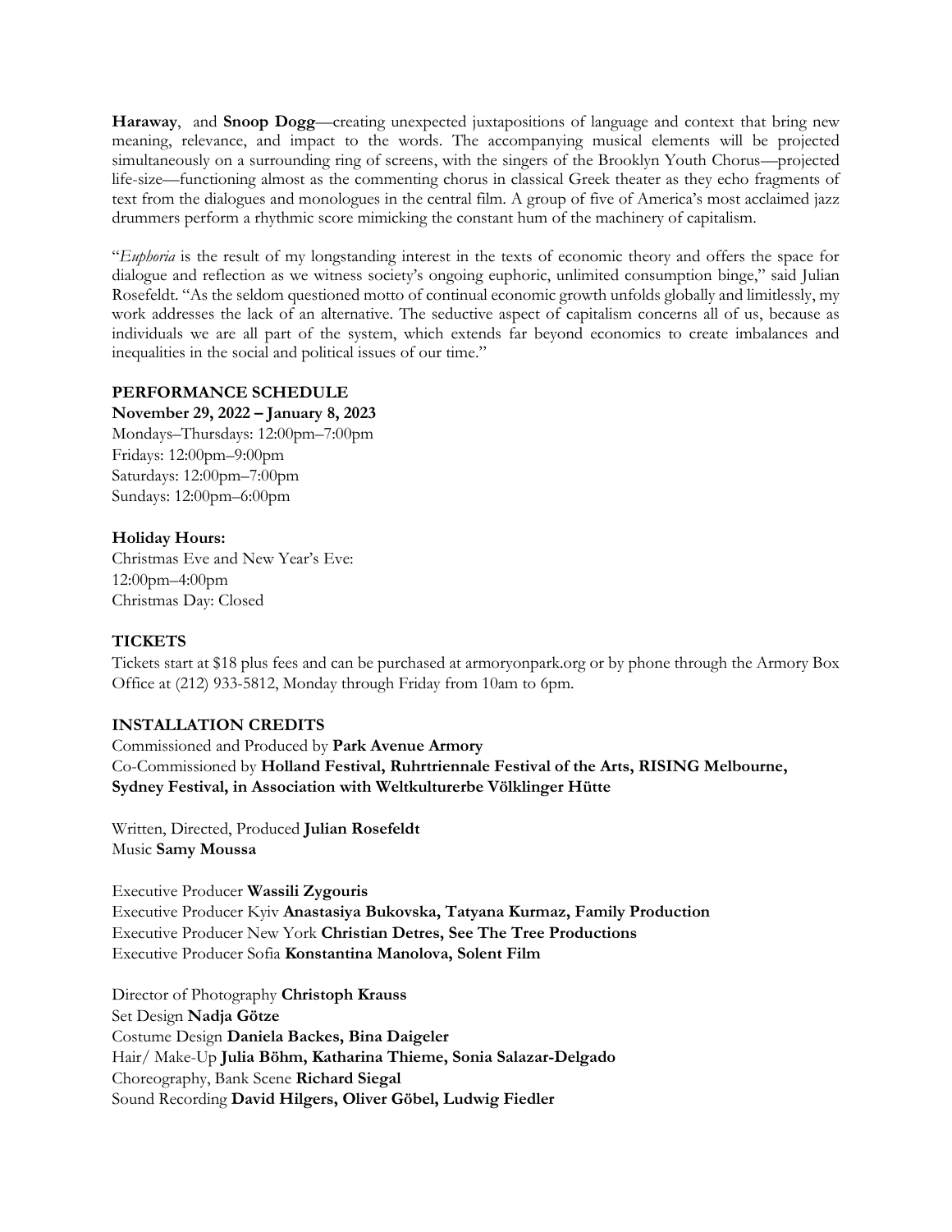**Haraway**, and **Snoop Dogg**—creating unexpected juxtapositions of language and context that bring new meaning, relevance, and impact to the words. The accompanying musical elements will be projected simultaneously on a surrounding ring of screens, with the singers of the Brooklyn Youth Chorus—projected life-size—functioning almost as the commenting chorus in classical Greek theater as they echo fragments of text from the dialogues and monologues in the central film. A group of five of America's most acclaimed jazz drummers perform a rhythmic score mimicking the constant hum of the machinery of capitalism.

"*Euphoria* is the result of my longstanding interest in the texts of economic theory and offers the space for dialogue and reflection as we witness society's ongoing euphoric, unlimited consumption binge," said Julian Rosefeldt. "As the seldom questioned motto of continual economic growth unfolds globally and limitlessly, my work addresses the lack of an alternative. The seductive aspect of capitalism concerns all of us, because as individuals we are all part of the system, which extends far beyond economics to create imbalances and inequalities in the social and political issues of our time."

**PERFORMANCE SCHEDULE**

**November 29, 2022 – January 8, 2023**
Mondays–Thursdays: 12:00pm–7:00pm
Fridays: 12:00pm–9:00pm
Saturdays: 12:00pm–7:00pm
Sundays: 12:00pm–6:00pm

**Holiday Hours:**
Christmas Eve and New Year's Eve:
12:00pm–4:00pm
Christmas Day: Closed

**TICKETS**

Tickets start at $18 plus fees and can be purchased at armoryonpark.org or by phone through the Armory Box Office at (212) 933-5812, Monday through Friday from 10am to 6pm.

**INSTALLATION CREDITS**

Commissioned and Produced by **Park Avenue Armory**
Co-Commissioned by **Holland Festival, Ruhrtriennale Festival of the Arts, RISING Melbourne, Sydney Festival, in Association with Weltkulturerbe Völklinger Hütte**

Written, Directed, Produced **Julian Rosefeldt**
Music **Samy Moussa**

Executive Producer **Wassili Zygouris**
Executive Producer Kyiv **Anastasiya Bukovska, Tatyana Kurmaz, Family Production**
Executive Producer New York **Christian Detres, See The Tree Productions**
Executive Producer Sofia **Konstantina Manolova, Solent Film**

Director of Photography **Christoph Krauss**
Set Design **Nadja Götze**
Costume Design **Daniela Backes, Bina Daigeler**
Hair/ Make-Up **Julia Böhm, Katharina Thieme, Sonia Salazar-Delgado**
Choreography, Bank Scene **Richard Siegal**
Sound Recording **David Hilgers, Oliver Göbel, Ludwig Fiedler**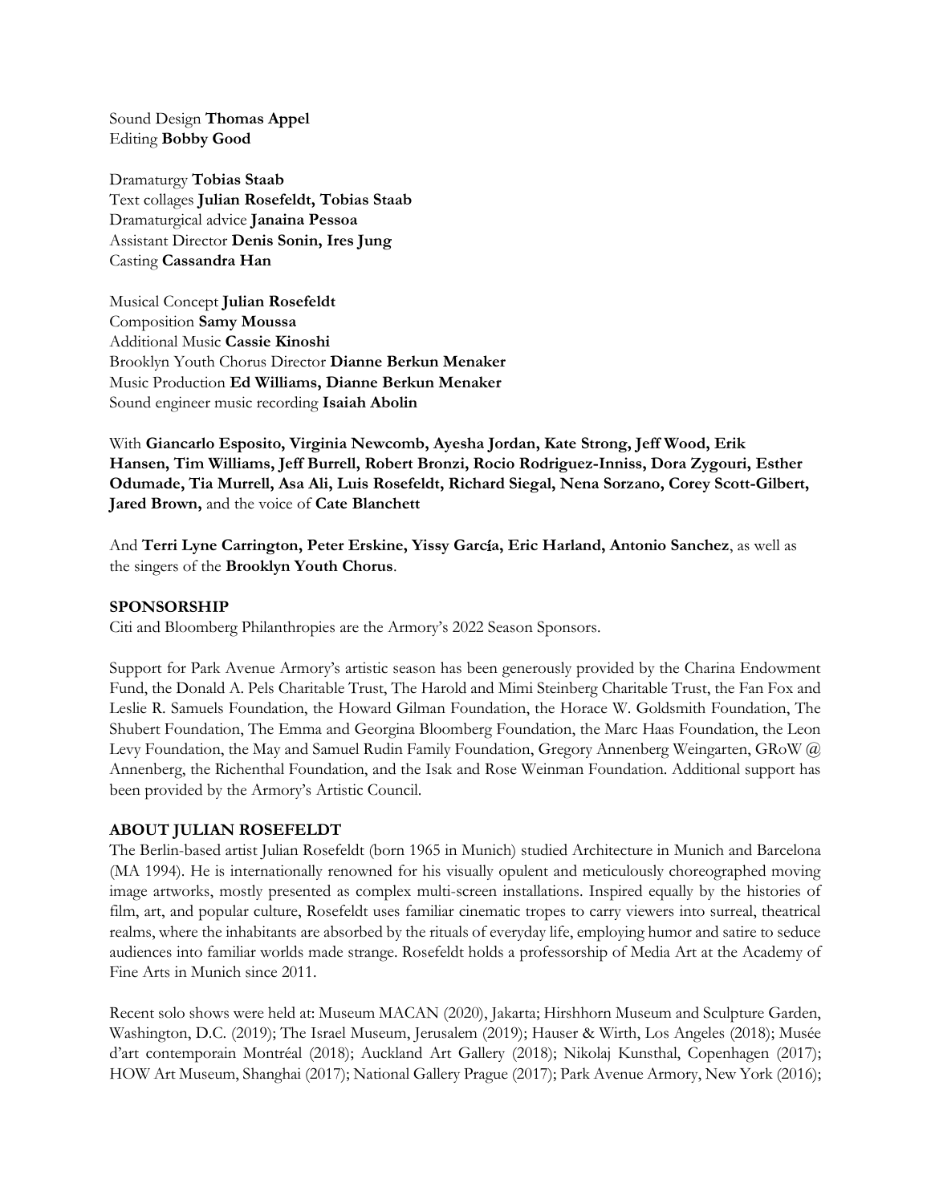Sound Design **Thomas Appel**
Editing **Bobby Good**

Dramaturgy **Tobias Staab**
Text collages **Julian Rosefeldt, Tobias Staab**
Dramaturgical advice **Janaina Pessoa**
Assistant Director **Denis Sonin, Ires Jung**
Casting **Cassandra Han**

Musical Concept **Julian Rosefeldt**
Composition **Samy Moussa**
Additional Music **Cassie Kinoshi**
Brooklyn Youth Chorus Director **Dianne Berkun Menaker**
Music Production **Ed Williams, Dianne Berkun Menaker**
Sound engineer music recording **Isaiah Abolin**

With **Giancarlo Esposito, Virginia Newcomb, Ayesha Jordan, Kate Strong, Jeff Wood, Erik Hansen, Tim Williams, Jeff Burrell, Robert Bronzi, Rocio Rodriguez-Inniss, Dora Zygouri, Esther Odumade, Tia Murrell, Asa Ali, Luis Rosefeldt, Richard Siegal, Nena Sorzano, Corey Scott-Gilbert, Jared Brown,** and the voice of **Cate Blanchett**

And **Terri Lyne Carrington, Peter Erskine, Yissy García, Eric Harland, Antonio Sanchez**, as well as the singers of the **Brooklyn Youth Chorus**.

**SPONSORSHIP**

Citi and Bloomberg Philanthropies are the Armory's 2022 Season Sponsors.

Support for Park Avenue Armory's artistic season has been generously provided by the Charina Endowment Fund, the Donald A. Pels Charitable Trust, The Harold and Mimi Steinberg Charitable Trust, the Fan Fox and Leslie R. Samuels Foundation, the Howard Gilman Foundation, the Horace W. Goldsmith Foundation, The Shubert Foundation, The Emma and Georgina Bloomberg Foundation, the Marc Haas Foundation, the Leon Levy Foundation, the May and Samuel Rudin Family Foundation, Gregory Annenberg Weingarten, GRoW @ Annenberg, the Richenthal Foundation, and the Isak and Rose Weinman Foundation. Additional support has been provided by the Armory's Artistic Council.

**ABOUT JULIAN ROSEFELDT**

The Berlin-based artist Julian Rosefeldt (born 1965 in Munich) studied Architecture in Munich and Barcelona (MA 1994). He is internationally renowned for his visually opulent and meticulously choreographed moving image artworks, mostly presented as complex multi-screen installations. Inspired equally by the histories of film, art, and popular culture, Rosefeldt uses familiar cinematic tropes to carry viewers into surreal, theatrical realms, where the inhabitants are absorbed by the rituals of everyday life, employing humor and satire to seduce audiences into familiar worlds made strange. Rosefeldt holds a professorship of Media Art at the Academy of Fine Arts in Munich since 2011.

Recent solo shows were held at: Museum MACAN (2020), Jakarta; Hirshhorn Museum and Sculpture Garden, Washington, D.C. (2019); The Israel Museum, Jerusalem (2019); Hauser & Wirth, Los Angeles (2018); Musée d'art contemporain Montréal (2018); Auckland Art Gallery (2018); Nikolaj Kunsthal, Copenhagen (2017); HOW Art Museum, Shanghai (2017); National Gallery Prague (2017); Park Avenue Armory, New York (2016);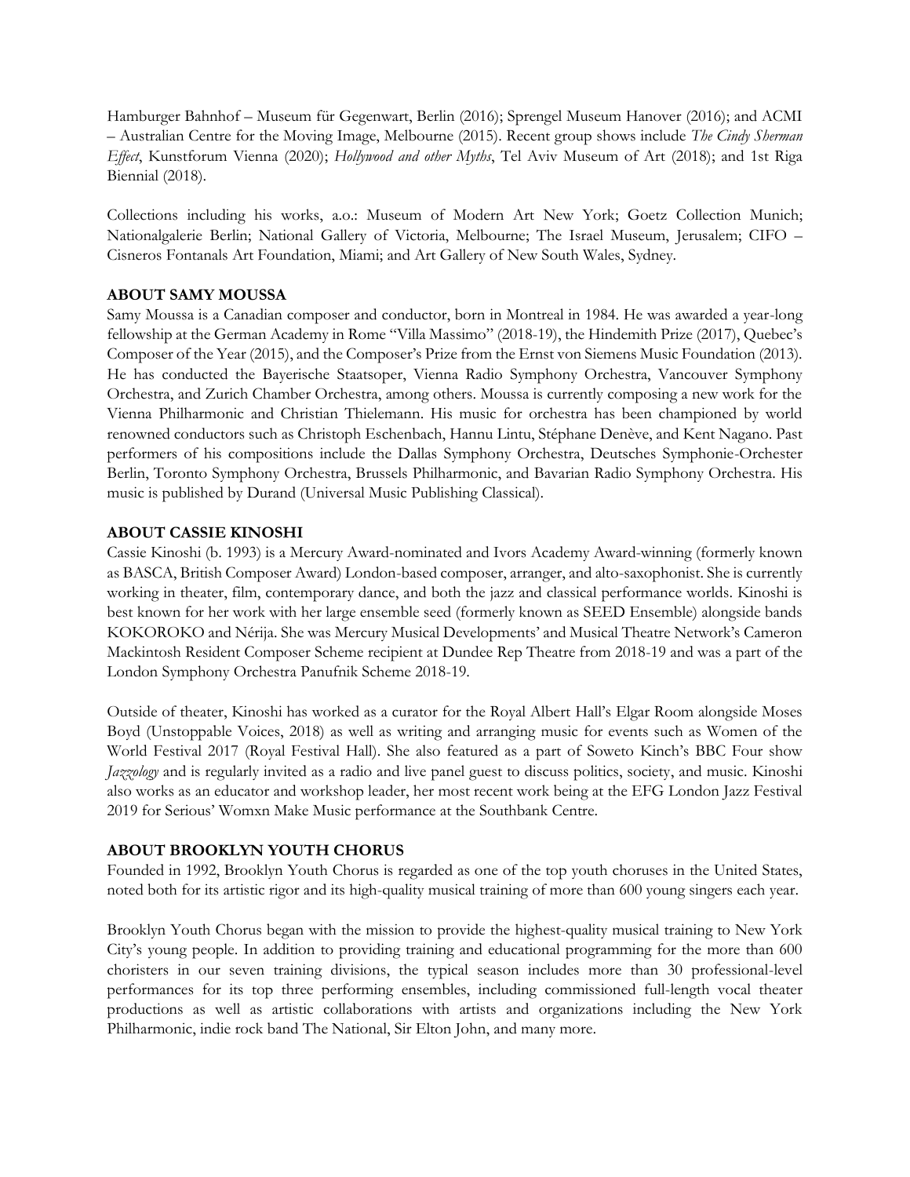Hamburger Bahnhof – Museum für Gegenwart, Berlin (2016); Sprengel Museum Hanover (2016); and ACMI – Australian Centre for the Moving Image, Melbourne (2015). Recent group shows include *The Cindy Sherman Effect*, Kunstforum Vienna (2020); *Hollywood and other Myths*, Tel Aviv Museum of Art (2018); and 1st Riga Biennial (2018).

Collections including his works, a.o.: Museum of Modern Art New York; Goetz Collection Munich; Nationalgalerie Berlin; National Gallery of Victoria, Melbourne; The Israel Museum, Jerusalem; CIFO – Cisneros Fontanals Art Foundation, Miami; and Art Gallery of New South Wales, Sydney.

**ABOUT SAMY MOUSSA**

Samy Moussa is a Canadian composer and conductor, born in Montreal in 1984. He was awarded a year-long fellowship at the German Academy in Rome "Villa Massimo" (2018-19), the Hindemith Prize (2017), Quebec's Composer of the Year (2015), and the Composer's Prize from the Ernst von Siemens Music Foundation (2013). He has conducted the Bayerische Staatsoper, Vienna Radio Symphony Orchestra, Vancouver Symphony Orchestra, and Zurich Chamber Orchestra, among others. Moussa is currently composing a new work for the Vienna Philharmonic and Christian Thielemann. His music for orchestra has been championed by world renowned conductors such as Christoph Eschenbach, Hannu Lintu, Stéphane Denève, and Kent Nagano. Past performers of his compositions include the Dallas Symphony Orchestra, Deutsches Symphonie-Orchester Berlin, Toronto Symphony Orchestra, Brussels Philharmonic, and Bavarian Radio Symphony Orchestra. His music is published by Durand (Universal Music Publishing Classical).

**ABOUT CASSIE KINOSHI**

Cassie Kinoshi (b. 1993) is a Mercury Award-nominated and Ivors Academy Award-winning (formerly known as BASCA, British Composer Award) London-based composer, arranger, and alto-saxophonist. She is currently working in theater, film, contemporary dance, and both the jazz and classical performance worlds. Kinoshi is best known for her work with her large ensemble seed (formerly known as SEED Ensemble) alongside bands KOKOROKO and Nérija. She was Mercury Musical Developments' and Musical Theatre Network's Cameron Mackintosh Resident Composer Scheme recipient at Dundee Rep Theatre from 2018-19 and was a part of the London Symphony Orchestra Panufnik Scheme 2018-19.

Outside of theater, Kinoshi has worked as a curator for the Royal Albert Hall's Elgar Room alongside Moses Boyd (Unstoppable Voices, 2018) as well as writing and arranging music for events such as Women of the World Festival 2017 (Royal Festival Hall). She also featured as a part of Soweto Kinch's BBC Four show *Jazzology* and is regularly invited as a radio and live panel guest to discuss politics, society, and music. Kinoshi also works as an educator and workshop leader, her most recent work being at the EFG London Jazz Festival 2019 for Serious' Womxn Make Music performance at the Southbank Centre.

**ABOUT BROOKLYN YOUTH CHORUS**

Founded in 1992, Brooklyn Youth Chorus is regarded as one of the top youth choruses in the United States, noted both for its artistic rigor and its high-quality musical training of more than 600 young singers each year.

Brooklyn Youth Chorus began with the mission to provide the highest-quality musical training to New York City's young people. In addition to providing training and educational programming for the more than 600 choristers in our seven training divisions, the typical season includes more than 30 professional-level performances for its top three performing ensembles, including commissioned full-length vocal theater productions as well as artistic collaborations with artists and organizations including the New York Philharmonic, indie rock band The National, Sir Elton John, and many more.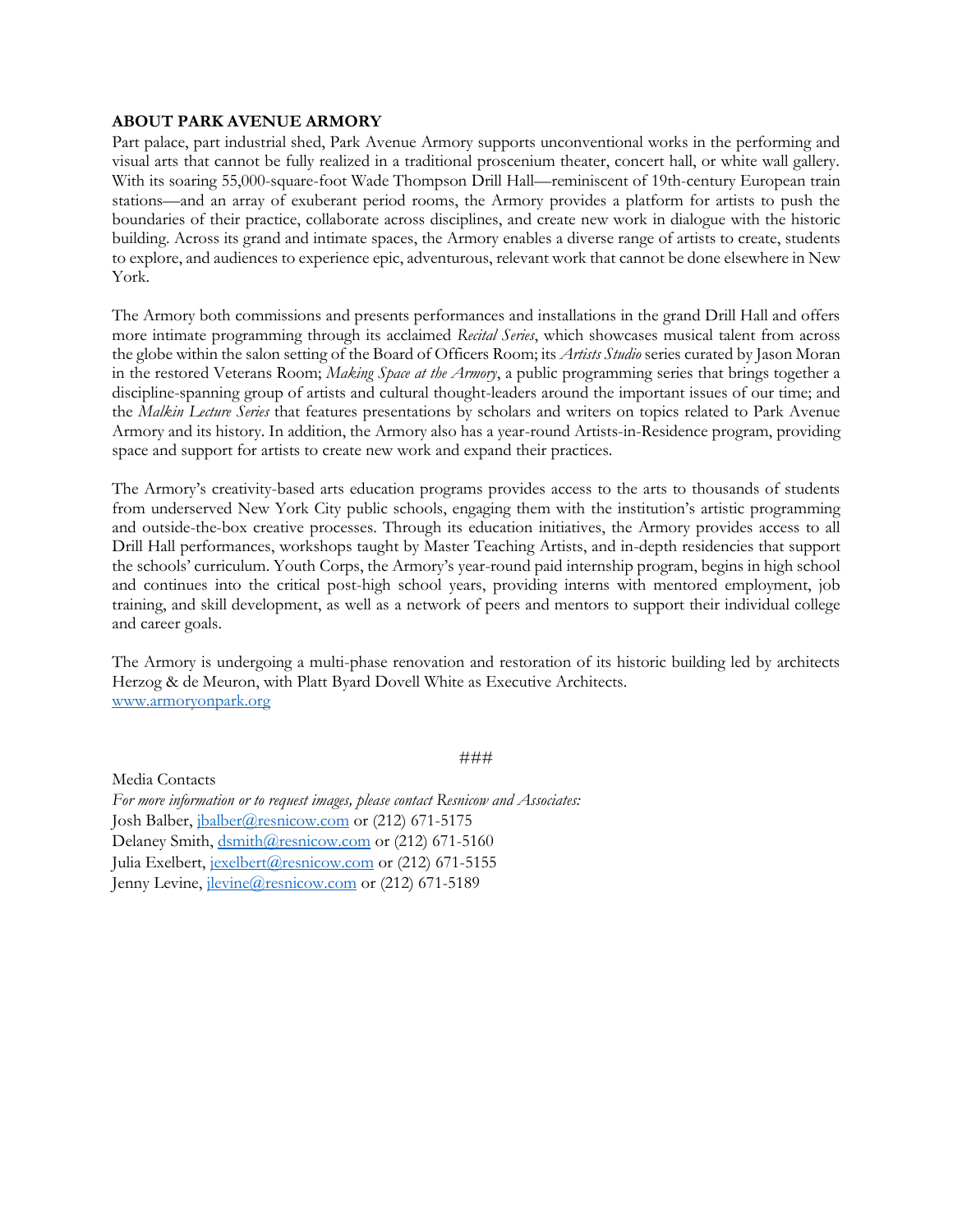**ABOUT PARK AVENUE ARMORY**

Part palace, part industrial shed, Park Avenue Armory supports unconventional works in the performing and visual arts that cannot be fully realized in a traditional proscenium theater, concert hall, or white wall gallery. With its soaring 55,000-square-foot Wade Thompson Drill Hall—reminiscent of 19th-century European train stations—and an array of exuberant period rooms, the Armory provides a platform for artists to push the boundaries of their practice, collaborate across disciplines, and create new work in dialogue with the historic building. Across its grand and intimate spaces, the Armory enables a diverse range of artists to create, students to explore, and audiences to experience epic, adventurous, relevant work that cannot be done elsewhere in New York.

The Armory both commissions and presents performances and installations in the grand Drill Hall and offers more intimate programming through its acclaimed *Recital Series*, which showcases musical talent from across the globe within the salon setting of the Board of Officers Room; its *Artists Studio* series curated by Jason Moran in the restored Veterans Room; *Making Space at the Armory*, a public programming series that brings together a discipline-spanning group of artists and cultural thought-leaders around the important issues of our time; and the *Malkin Lecture Series* that features presentations by scholars and writers on topics related to Park Avenue Armory and its history. In addition, the Armory also has a year-round Artists-in-Residence program, providing space and support for artists to create new work and expand their practices.

The Armory's creativity-based arts education programs provides access to the arts to thousands of students from underserved New York City public schools, engaging them with the institution's artistic programming and outside-the-box creative processes. Through its education initiatives, the Armory provides access to all Drill Hall performances, workshops taught by Master Teaching Artists, and in-depth residencies that support the schools' curriculum. Youth Corps, the Armory's year-round paid internship program, begins in high school and continues into the critical post-high school years, providing interns with mentored employment, job training, and skill development, as well as a network of peers and mentors to support their individual college and career goals.

The Armory is undergoing a multi-phase renovation and restoration of its historic building led by architects Herzog & de Meuron, with Platt Byard Dovell White as Executive Architects.
[www.armoryonpark.org](http://www.armoryonpark.org)

###

Media Contacts
*For more information or to request images, please contact Resnicow and Associates:*
Josh Balber, jbalber@resnicow.com or (212) 671-5175
Delaney Smith, dsmith@resnicow.com or (212) 671-5160
Julia Exelbert, jexelbert@resnicow.com or (212) 671-5155
Jenny Levine, jlevine@resnicow.com or (212) 671-5189